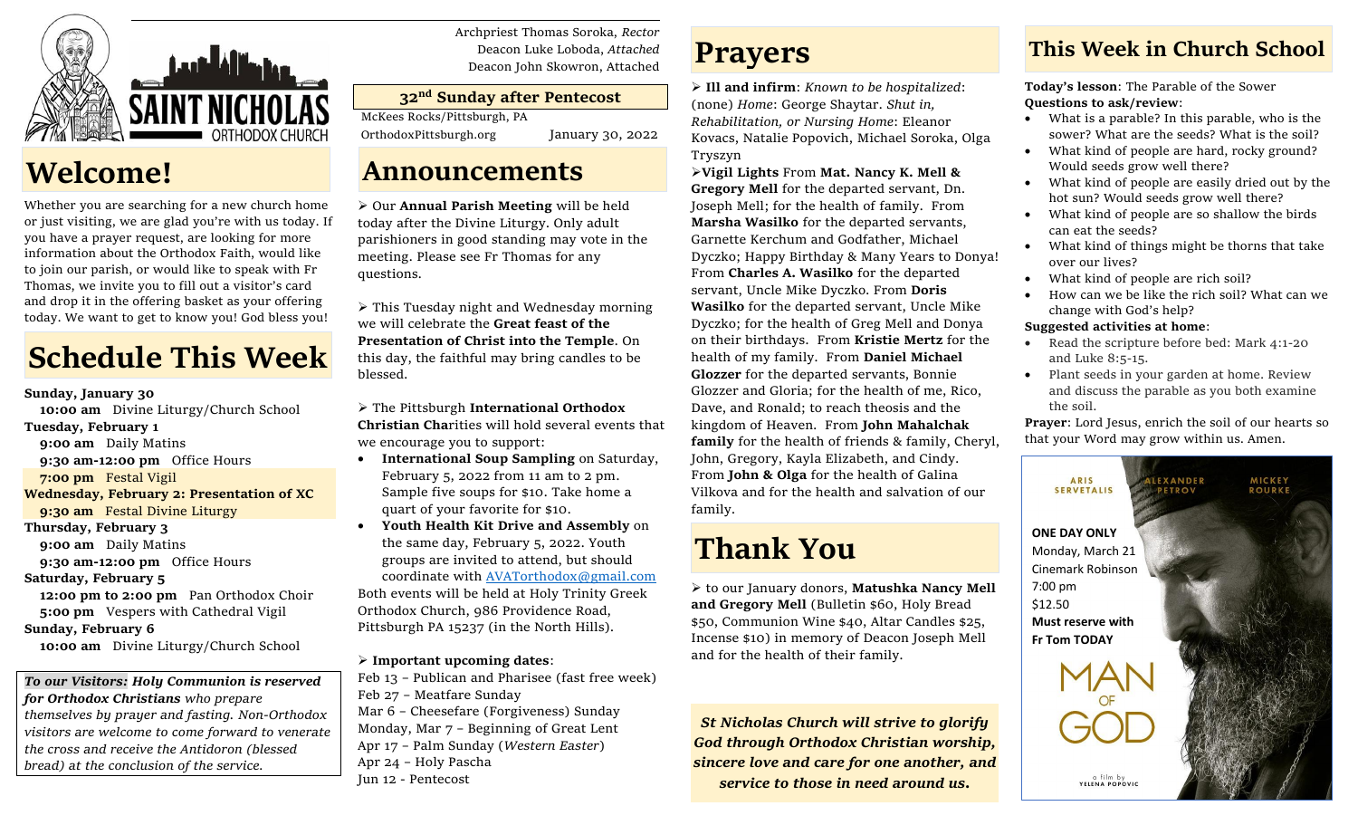SAINT NICHOLAS ORTHODOX CHURCH

Archpriest Thomas Soroka, *Rector*
Deacon Luke Loboda, *Attached*
Deacon John Skowron, Attached

**32nd Sunday after Pentecost**

McKees Rocks/Pittsburgh, PA
OrthodoxPittsburgh.org — January 30, 2022

# Welcome!

Whether you are searching for a new church home or just visiting, we are glad you're with us today. If you have a prayer request, are looking for more information about the Orthodox Faith, would like to join our parish, or would like to speak with Fr Thomas, we invite you to fill out a visitor's card and drop it in the offering basket as your offering today. We want to get to know you! God bless you!

# Schedule This Week

**Sunday, January 30**
**10:00 am** Divine Liturgy/Church School
**Tuesday, February 1**
**9:00 am** Daily Matins
**9:30 am-12:00 pm** Office Hours
**7:00 pm** Festal Vigil
**Wednesday, February 2: Presentation of XC**
**9:30 am** Festal Divine Liturgy
**Thursday, February 3**
**9:00 am** Daily Matins
**9:30 am-12:00 pm** Office Hours
**Saturday, February 5**
**12:00 pm to 2:00 pm** Pan Orthodox Choir
**5:00 pm** Vespers with Cathedral Vigil
**Sunday, February 6**
**10:00 am** Divine Liturgy/Church School

***To our Visitors:* *Holy Communion is reserved for Orthodox Christians*** *who prepare themselves by prayer and fasting. Non-Orthodox visitors are welcome to come forward to venerate the cross and receive the Antidoron (blessed bread) at the conclusion of the service.*

# Announcements

➢ Our **Annual Parish Meeting** will be held today after the Divine Liturgy. Only adult parishioners in good standing may vote in the meeting. Please see Fr Thomas for any questions.

➢ This Tuesday night and Wednesday morning we will celebrate the **Great feast of the Presentation of Christ into the Temple**. On this day, the faithful may bring candles to be blessed.

➢ The Pittsburgh **International Orthodox Christian Cha**rities will hold several events that we encourage you to support:

- **International Soup Sampling** on Saturday, February 5, 2022 from 11 am to 2 pm. Sample five soups for $10. Take home a quart of your favorite for $10.
- **Youth Health Kit Drive and Assembly** on the same day, February 5, 2022. Youth groups are invited to attend, but should coordinate with AVATorthodox@gmail.com

Both events will be held at Holy Trinity Greek Orthodox Church, 986 Providence Road, Pittsburgh PA 15237 (in the North Hills).

➢ **Important upcoming dates**:
Feb 13 – Publican and Pharisee (fast free week)
Feb 27 – Meatfare Sunday
Mar 6 – Cheesefare (Forgiveness) Sunday
Monday, Mar 7 – Beginning of Great Lent
Apr 17 – Palm Sunday (*Western Easter*)
Apr 24 – Holy Pascha
Jun 12 - Pentecost

# Prayers

➢ **Ill and infirm**: *Known to be hospitalized*: (none) *Home*: George Shaytar. *Shut in, Rehabilitation, or Nursing Home*: Eleanor Kovacs, Natalie Popovich, Michael Soroka, Olga Tryszyn

➢**Vigil Lights** From **Mat. Nancy K. Mell & Gregory Mell** for the departed servant, Dn. Joseph Mell; for the health of family. From **Marsha Wasilko** for the departed servants, Garnette Kerchum and Godfather, Michael Dyczko; Happy Birthday & Many Years to Donya! From **Charles A. Wasilko** for the departed servant, Uncle Mike Dyczko. From **Doris Wasilko** for the departed servant, Uncle Mike Dyczko; for the health of Greg Mell and Donya on their birthdays. From **Kristie Mertz** for the health of my family. From **Daniel Michael Glozzer** for the departed servants, Bonnie Glozzer and Gloria; for the health of me, Rico, Dave, and Ronald; to reach theosis and the kingdom of Heaven. From **John Mahalchak family** for the health of friends & family, Cheryl, John, Gregory, Kayla Elizabeth, and Cindy. From **John & Olga** for the health of Galina Vilkova and for the health and salvation of our family.

# Thank You

➢ to our January donors, **Matushka Nancy Mell and Gregory Mell** (Bulletin $60, Holy Bread $50, Communion Wine $40, Altar Candles $25, Incense $10) in memory of Deacon Joseph Mell and for the health of their family.

***St Nicholas Church will strive to glorify God through Orthodox Christian worship, sincere love and care for one another, and service to those in need around us.***

# This Week in Church School

**Today's lesson**: The Parable of the Sower
**Questions to ask/review**:

- What is a parable? In this parable, who is the sower? What are the seeds? What is the soil?
- What kind of people are hard, rocky ground? Would seeds grow well there?
- What kind of people are easily dried out by the hot sun? Would seeds grow well there?
- What kind of people are so shallow the birds can eat the seeds?
- What kind of things might be thorns that take over our lives?
- What kind of people are rich soil?
- How can we be like the rich soil? What can we change with God's help?

**Suggested activities at home**:

- Read the scripture before bed: Mark 4:1-20 and Luke 8:5-15.
- Plant seeds in your garden at home. Review and discuss the parable as you both examine the soil.

**Prayer**: Lord Jesus, enrich the soil of our hearts so that your Word may grow within us. Amen.

ARIS SERVETALIS — ALEXANDER PETROV — MICKEY ROURKE

**ONE DAY ONLY**
Monday, March 21
Cinemark Robinson
7:00 pm
$12.50
**Must reserve with Fr Tom TODAY**

MAN OF GOD
a film by YELENA POPOVIC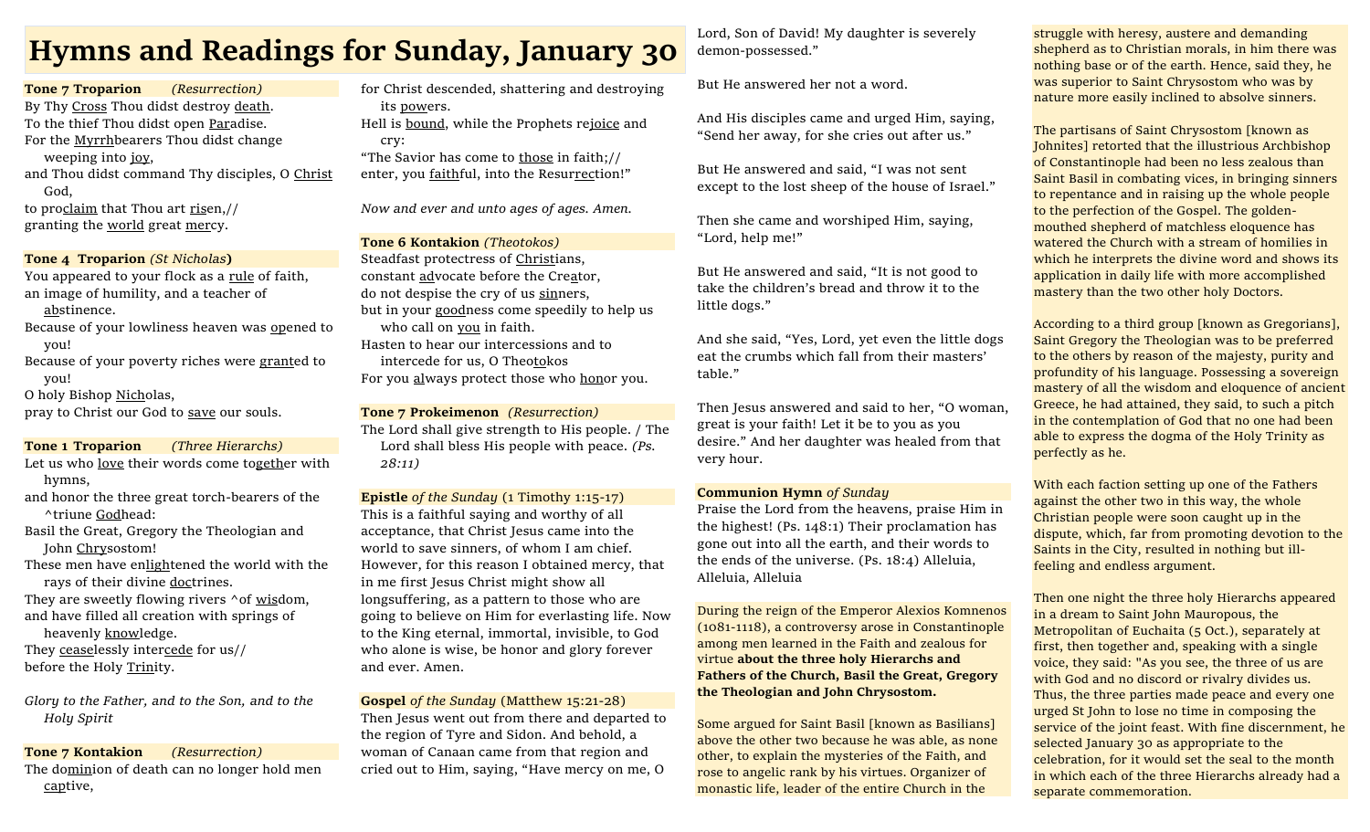# Hymns and Readings for Sunday, January 30

**Tone 7 Troparion** *(Resurrection)*

By Thy Cross Thou didst destroy death.
To the thief Thou didst open Paradise.
For the Myrrhbearers Thou didst change weeping into joy,
and Thou didst command Thy disciples, O Christ God,
to proclaim that Thou art risen,//
granting the world great mercy.

**Tone 4 Troparion** *(St Nicholas)*

You appeared to your flock as a rule of faith,
an image of humility, and a teacher of abstinence.
Because of your lowliness heaven was opened to you!
Because of your poverty riches were granted to you!
O holy Bishop Nicholas,
pray to Christ our God to save our souls.

**Tone 1 Troparion** *(Three Hierarchs)*

Let us who love their words come together with hymns,
and honor the three great torch-bearers of the ^triune Godhead:
Basil the Great, Gregory the Theologian and John Chrysostom!
These men have enlightened the world with the rays of their divine doctrines.
They are sweetly flowing rivers ^of wisdom,
and have filled all creation with springs of heavenly knowledge.
They ceaselessly intercede for us//
before the Holy Trinity.

*Glory to the Father, and to the Son, and to the Holy Spirit*

**Tone 7 Kontakion** *(Resurrection)*

The dominion of death can no longer hold men captive,
for Christ descended, shattering and destroying its powers.
Hell is bound, while the Prophets rejoice and cry:
"The Savior has come to those in faith;//
enter, you faithful, into the Resurrection!"

*Now and ever and unto ages of ages. Amen.*

**Tone 6 Kontakion** *(Theotokos)*

Steadfast protectress of Christians,
constant advocate before the Creator,
do not despise the cry of us sinners,
but in your goodness come speedily to help us who call on you in faith.
Hasten to hear our intercessions and to intercede for us, O Theotokos
For you always protect those who honor you.

**Tone 7 Prokeimenon** *(Resurrection)*

The Lord shall give strength to His people. / The Lord shall bless His people with peace. *(Ps. 28:11)*

**Epistle** *of the Sunday* (1 Timothy 1:15-17)

This is a faithful saying and worthy of all acceptance, that Christ Jesus came into the world to save sinners, of whom I am chief. However, for this reason I obtained mercy, that in me first Jesus Christ might show all longsuffering, as a pattern to those who are going to believe on Him for everlasting life. Now to the King eternal, immortal, invisible, to God who alone is wise, be honor and glory forever and ever. Amen.

**Gospel** *of the Sunday* (Matthew 15:21-28)

Then Jesus went out from there and departed to the region of Tyre and Sidon. And behold, a woman of Canaan came from that region and cried out to Him, saying, "Have mercy on me, O Lord, Son of David! My daughter is severely demon-possessed."

But He answered her not a word.

And His disciples came and urged Him, saying, "Send her away, for she cries out after us."

But He answered and said, "I was not sent except to the lost sheep of the house of Israel."

Then she came and worshiped Him, saying, "Lord, help me!"

But He answered and said, "It is not good to take the children's bread and throw it to the little dogs."

And she said, "Yes, Lord, yet even the little dogs eat the crumbs which fall from their masters' table."

Then Jesus answered and said to her, "O woman, great is your faith! Let it be to you as you desire." And her daughter was healed from that very hour.

**Communion Hymn** *of Sunday*

Praise the Lord from the heavens, praise Him in the highest! (Ps. 148:1) Their proclamation has gone out into all the earth, and their words to the ends of the universe. (Ps. 18:4) Alleluia, Alleluia, Alleluia

During the reign of the Emperor Alexios Komnenos (1081-1118), a controversy arose in Constantinople among men learned in the Faith and zealous for virtue **about the three holy Hierarchs and Fathers of the Church, Basil the Great, Gregory the Theologian and John Chrysostom.**

Some argued for Saint Basil [known as Basilians] above the other two because he was able, as none other, to explain the mysteries of the Faith, and rose to angelic rank by his virtues. Organizer of monastic life, leader of the entire Church in the struggle with heresy, austere and demanding shepherd as to Christian morals, in him there was nothing base or of the earth. Hence, said they, he was superior to Saint Chrysostom who was by nature more easily inclined to absolve sinners.

The partisans of Saint Chrysostom [known as Johnites] retorted that the illustrious Archbishop of Constantinople had been no less zealous than Saint Basil in combating vices, in bringing sinners to repentance and in raising up the whole people to the perfection of the Gospel. The golden-mouthed shepherd of matchless eloquence has watered the Church with a stream of homilies in which he interprets the divine word and shows its application in daily life with more accomplished mastery than the two other holy Doctors.

According to a third group [known as Gregorians], Saint Gregory the Theologian was to be preferred to the others by reason of the majesty, purity and profundity of his language. Possessing a sovereign mastery of all the wisdom and eloquence of ancient Greece, he had attained, they said, to such a pitch in the contemplation of God that no one had been able to express the dogma of the Holy Trinity as perfectly as he.

With each faction setting up one of the Fathers against the other two in this way, the whole Christian people were soon caught up in the dispute, which, far from promoting devotion to the Saints in the City, resulted in nothing but ill-feeling and endless argument.

Then one night the three holy Hierarchs appeared in a dream to Saint John Mauropous, the Metropolitan of Euchaita (5 Oct.), separately at first, then together and, speaking with a single voice, they said: "As you see, the three of us are with God and no discord or rivalry divides us. Thus, the three parties made peace and every one urged St John to lose no time in composing the service of the joint feast. With fine discernment, he selected January 30 as appropriate to the celebration, for it would set the seal to the month in which each of the three Hierarchs already had a separate commemoration.